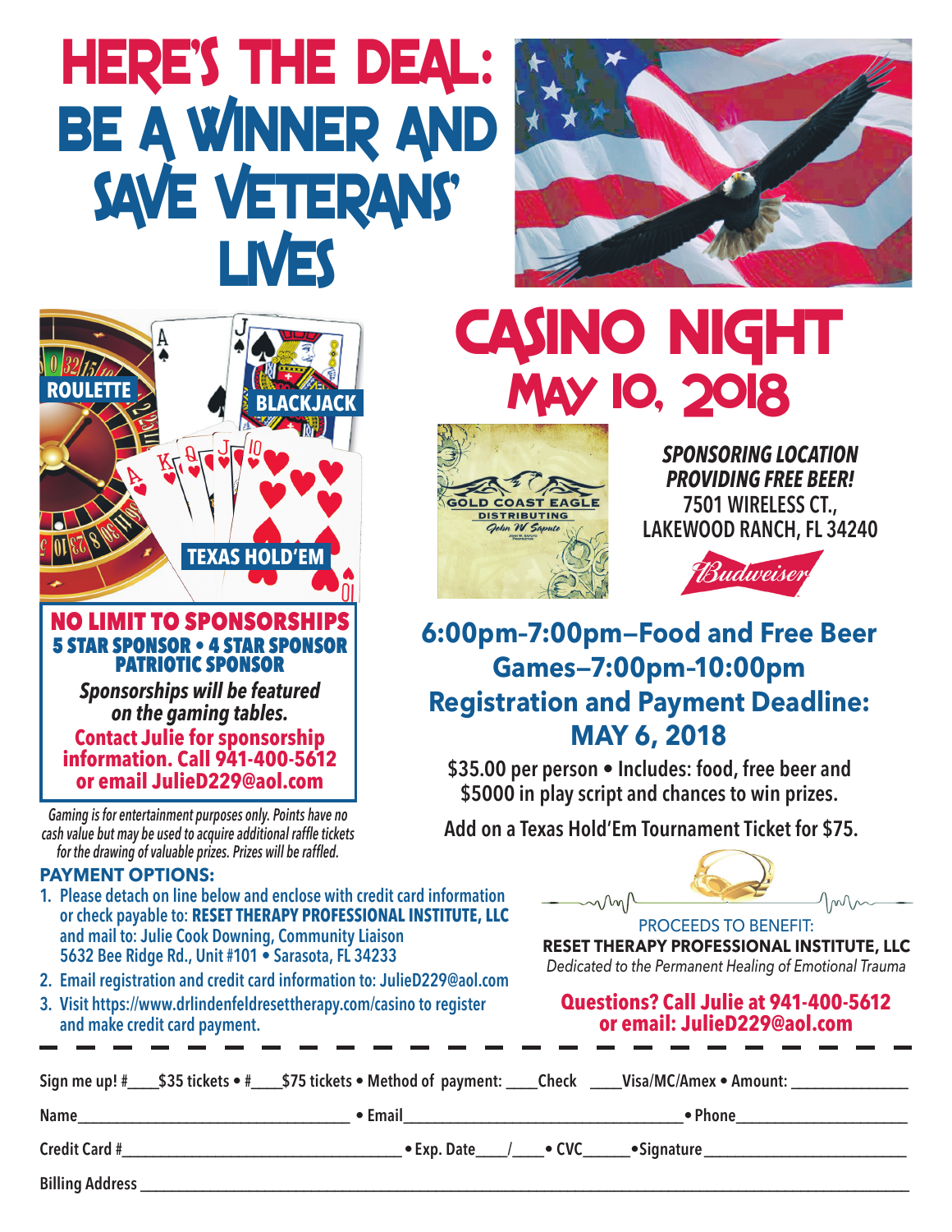# HERE'S THE DEAL: BE A WINNER AND SAVE VETERANS' LIVES

# CASINO NIGHT
## MAY 10, 2018

ROULETTE · BLACKJACK · TEXAS HOLD'EM

GOLD COAST EAGLE DISTRIBUTING

***SPONSORING LOCATION PROVIDING FREE BEER!***
**7501 WIRELESS CT., LAKEWOOD RANCH, FL 34240**

Budweiser

### NO LIMIT TO SPONSORSHIPS
**5 STAR SPONSOR • 4 STAR SPONSOR**
**PATRIOTIC SPONSOR**

***Sponsorships will be featured on the gaming tables.***

**Contact Julie for sponsorship information. Call 941-400-5612 or email JulieD229@aol.com**

*Gaming is for entertainment purposes only. Points have no cash value but may be used to acquire additional raffle tickets for the drawing of valuable prizes. Prizes will be raffled.*

**6:00pm–7:00pm—Food and Free Beer**
**Games–7:00pm-10:00pm**
**Registration and Payment Deadline: MAY 6, 2018**

$35.00 per person • Includes: food, free beer and $5000 in play script and chances to win prizes.

Add on a Texas Hold'Em Tournament Ticket for $75.

**PAYMENT OPTIONS:**

1. Please detach on line below and enclose with credit card information or check payable to: **RESET THERAPY PROFESSIONAL INSTITUTE, LLC** and mail to: Julie Cook Downing, Community Liaison 5632 Bee Ridge Rd., Unit #101 • Sarasota, FL 34233
2. Email registration and credit card information to: JulieD229@aol.com
3. Visit https://www.drlindenfeldresettherapy.com/casino to register and make credit card payment.

PROCEEDS TO BENEFIT:
**RESET THERAPY PROFESSIONAL INSTITUTE, LLC**
*Dedicated to the Permanent Healing of Emotional Trauma*

**Questions? Call Julie at 941-400-5612 or email: JulieD229@aol.com**

---

Sign me up! #\_\_\_\_$35 tickets • #\_\_\_\_$75 tickets • Method of payment: \_\_\_\_Check \_\_\_\_Visa/MC/Amex • Amount: \_\_\_\_\_\_\_\_\_\_\_\_\_\_\_

Name\_\_\_\_\_\_\_\_\_\_\_\_\_\_\_\_\_\_\_\_\_\_\_\_\_\_\_\_ • Email\_\_\_\_\_\_\_\_\_\_\_\_\_\_\_\_\_\_\_\_\_\_\_\_\_\_\_\_ • Phone\_\_\_\_\_\_\_\_\_\_\_\_\_\_\_\_\_\_\_\_

Credit Card #\_\_\_\_\_\_\_\_\_\_\_\_\_\_\_\_\_\_\_\_\_\_\_\_\_\_\_\_ • Exp. Date\_\_\_\_/\_\_\_\_ • CVC\_\_\_\_\_\_ • Signature\_\_\_\_\_\_\_\_\_\_\_\_\_\_\_\_\_\_\_\_

Billing Address \_\_\_\_\_\_\_\_\_\_\_\_\_\_\_\_\_\_\_\_\_\_\_\_\_\_\_\_\_\_\_\_\_\_\_\_\_\_\_\_\_\_\_\_\_\_\_\_\_\_\_\_\_\_\_\_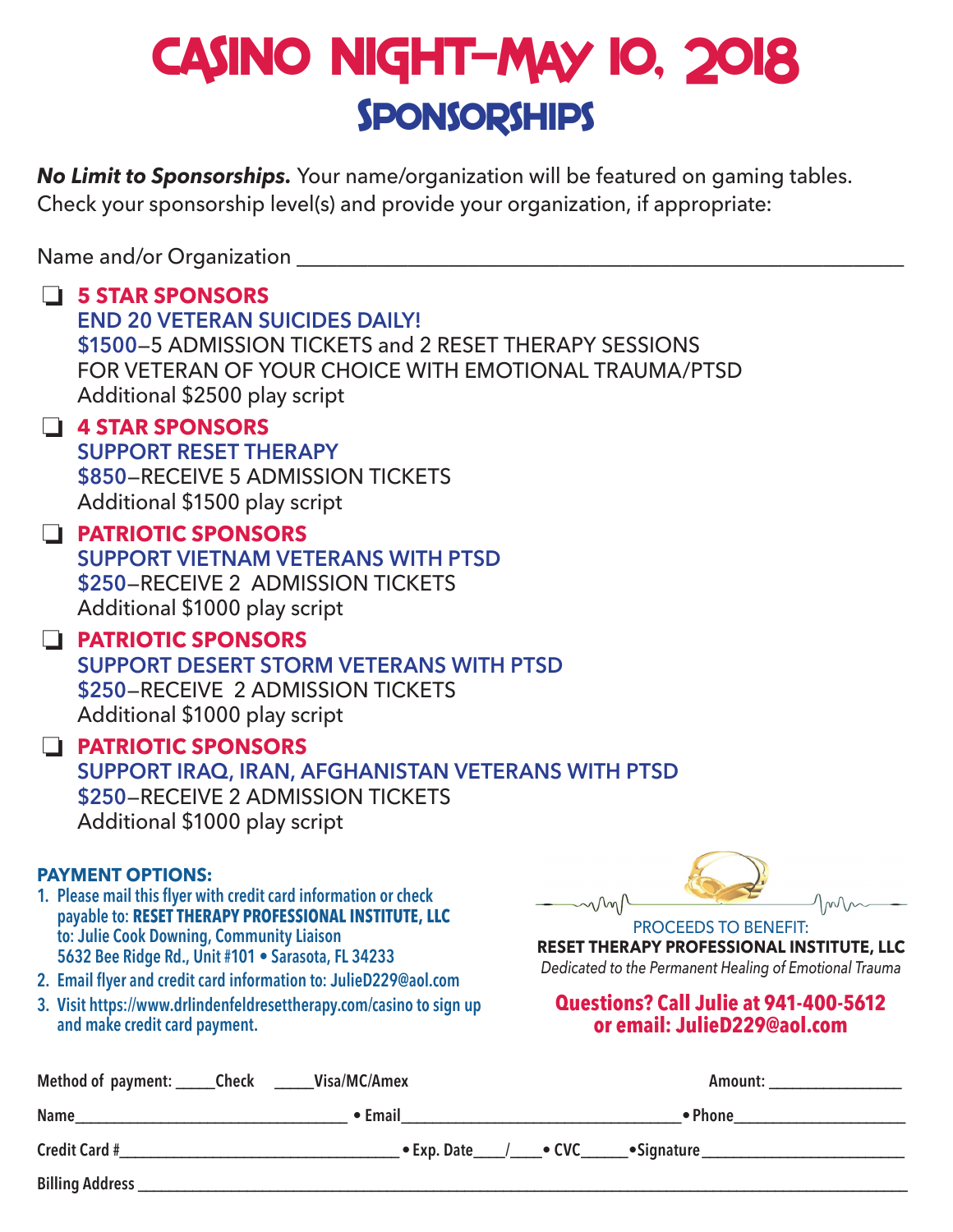# CASINO NIGHT–MAY 10, 2018

## SPONSORSHIPS

***No Limit to Sponsorships.*** Your name/organization will be featured on gaming tables. Check your sponsorship level(s) and provide your organization, if appropriate:

Name and/or Organization ____________________________________________________________

- ❑ **5 STAR SPONSORS**
  END 20 VETERAN SUICIDES DAILY!
  $1500–5 ADMISSION TICKETS and 2 RESET THERAPY SESSIONS FOR VETERAN OF YOUR CHOICE WITH EMOTIONAL TRAUMA/PTSD
  Additional $2500 play script

- ❑ **4 STAR SPONSORS**
  SUPPORT RESET THERAPY
  $850–RECEIVE 5 ADMISSION TICKETS
  Additional $1500 play script

- ❑ **PATRIOTIC SPONSORS**
  SUPPORT VIETNAM VETERANS WITH PTSD
  $250–RECEIVE 2 ADMISSION TICKETS
  Additional $1000 play script

- ❑ **PATRIOTIC SPONSORS**
  SUPPORT DESERT STORM VETERANS WITH PTSD
  $250–RECEIVE 2 ADMISSION TICKETS
  Additional $1000 play script

- ❑ **PATRIOTIC SPONSORS**
  SUPPORT IRAQ, IRAN, AFGHANISTAN VETERANS WITH PTSD
  $250–RECEIVE 2 ADMISSION TICKETS
  Additional $1000 play script

**PAYMENT OPTIONS:**

1. Please mail this flyer with credit card information or check payable to: **RESET THERAPY PROFESSIONAL INSTITUTE, LLC** to: Julie Cook Downing, Community Liaison 5632 Bee Ridge Rd., Unit #101 • Sarasota, FL 34233
2. Email flyer and credit card information to: JulieD229@aol.com
3. Visit https://www.drlindenfeldresettherapy.com/casino to sign up and make credit card payment.

PROCEEDS TO BENEFIT:
**RESET THERAPY PROFESSIONAL INSTITUTE, LLC**
*Dedicated to the Permanent Healing of Emotional Trauma*

**Questions? Call Julie at 941-400-5612 or email: JulieD229@aol.com**

**Method of payment:** _____Check _____Visa/MC/Amex **Amount:** ________________

**Name**________________________________ • **Email**________________________________ • **Phone**____________________

**Credit Card #**________________________________ • **Exp. Date**____/____ • **CVC**______ •**Signature**________________________

**Billing Address** ______________________________________________________________________________________